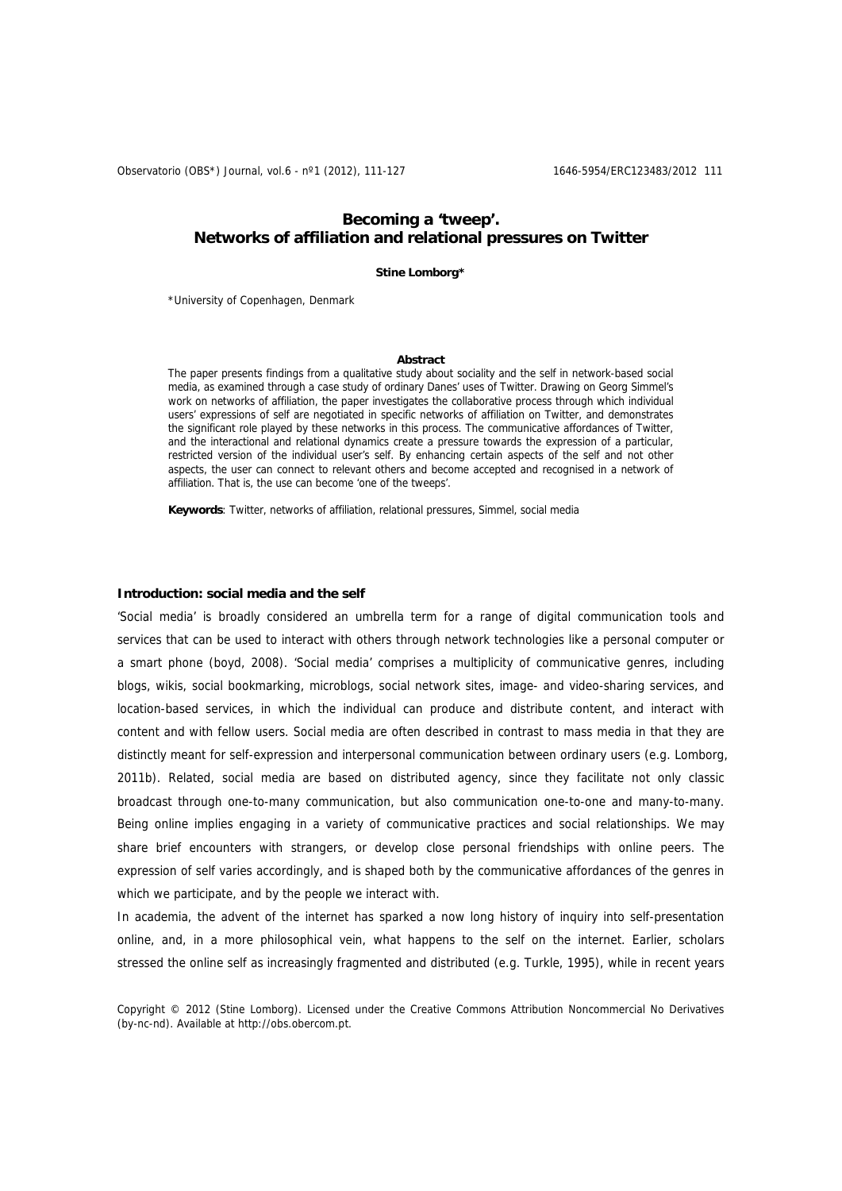# Becoming a 'tweep'. Networks of affiliation and relational pressures on Twitter

**Stine Lomborg***

*University of Copenhagen, Denmark

**Abstract**

The paper presents findings from a qualitative study about sociality and the self in network-based social media, as examined through a case study of ordinary Danes' uses of Twitter. Drawing on Georg Simmel's work on networks of affiliation, the paper investigates the collaborative process through which individual users' expressions of self are negotiated in specific networks of affiliation on Twitter, and demonstrates the significant role played by these networks in this process. The communicative affordances of Twitter, and the interactional and relational dynamics create a pressure towards the expression of a particular, restricted version of the individual user's self. By enhancing certain aspects of the self and not other aspects, the user can connect to relevant others and become accepted and recognised in a network of affiliation. That is, the use can become 'one of the tweeps'.

**Keywords**: Twitter, networks of affiliation, relational pressures, Simmel, social media

## Introduction: social media and the self

'Social media' is broadly considered an umbrella term for a range of digital communication tools and services that can be used to interact with others through network technologies like a personal computer or a smart phone (boyd, 2008). 'Social media' comprises a multiplicity of communicative genres, including blogs, wikis, social bookmarking, microblogs, social network sites, image- and video-sharing services, and location-based services, in which the individual can produce and distribute content, and interact with content and with fellow users. Social media are often described in contrast to mass media in that they are distinctly meant for self-expression and interpersonal communication between ordinary users (e.g. Lomborg, 2011b). Related, social media are based on distributed agency, since they facilitate not only classic broadcast through one-to-many communication, but also communication one-to-one and many-to-many. Being online implies engaging in a variety of communicative practices and social relationships. We may share brief encounters with strangers, or develop close personal friendships with online peers. The expression of self varies accordingly, and is shaped both by the communicative affordances of the genres in which we participate, and by the people we interact with.

In academia, the advent of the internet has sparked a now long history of inquiry into self-presentation online, and, in a more philosophical vein, what happens to the self on the internet. Earlier, scholars stressed the online self as increasingly fragmented and distributed (e.g. Turkle, 1995), while in recent years

Copyright © 2012 (Stine Lomborg). Licensed under the Creative Commons Attribution Noncommercial No Derivatives (by-nc-nd). Available at http://obs.obercom.pt.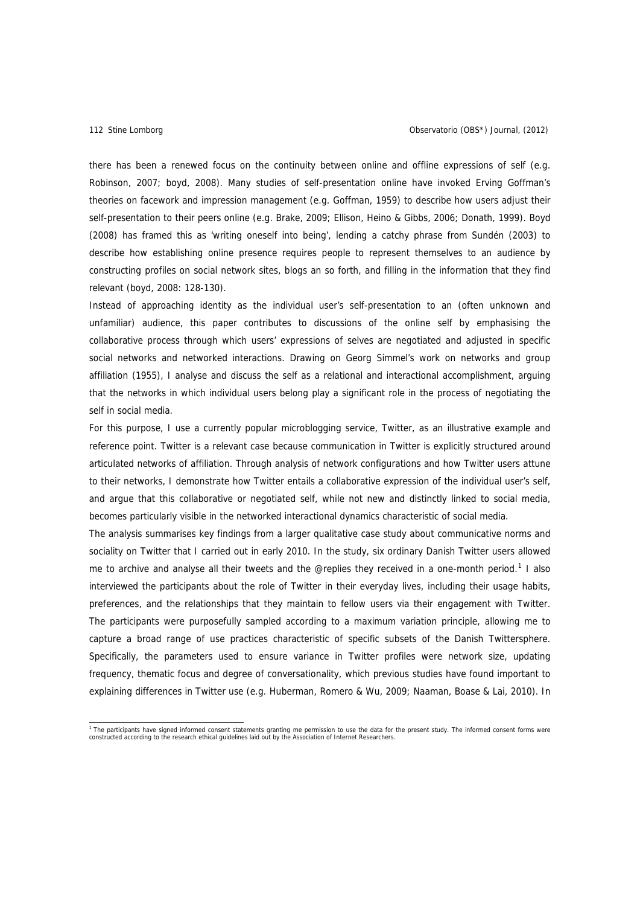there has been a renewed focus on the continuity between online and offline expressions of self (e.g. Robinson, 2007; boyd, 2008). Many studies of self-presentation online have invoked Erving Goffman's theories on facework and impression management (e.g. Goffman, 1959) to describe how users adjust their self-presentation to their peers online (e.g. Brake, 2009; Ellison, Heino & Gibbs, 2006; Donath, 1999). Boyd (2008) has framed this as 'writing oneself into being', lending a catchy phrase from Sundén (2003) to describe how establishing online presence requires people to represent themselves to an audience by constructing profiles on social network sites, blogs an so forth, and filling in the information that they find relevant (boyd, 2008: 128-130).

Instead of approaching identity as the individual user's self-presentation to an (often unknown and unfamiliar) audience, this paper contributes to discussions of the online self by emphasising the collaborative process through which users' expressions of selves are negotiated and adjusted in specific social networks and networked interactions. Drawing on Georg Simmel's work on networks and group affiliation (1955), I analyse and discuss the self as a relational and interactional accomplishment, arguing that the networks in which individual users belong play a significant role in the process of negotiating the self in social media.

For this purpose, I use a currently popular microblogging service, Twitter, as an illustrative example and reference point. Twitter is a relevant case because communication in Twitter is explicitly structured around articulated networks of affiliation. Through analysis of network configurations and how Twitter users attune to their networks, I demonstrate how Twitter entails a collaborative expression of the individual user's self, and argue that this collaborative or negotiated self, while not new and distinctly linked to social media, becomes particularly visible in the networked interactional dynamics characteristic of social media.

The analysis summarises key findings from a larger qualitative case study about communicative norms and sociality on Twitter that I carried out in early 2010. In the study, six ordinary Danish Twitter users allowed me to archive and analyse all their tweets and the @replies they received in a one-month period.[1] I also interviewed the participants about the role of Twitter in their everyday lives, including their usage habits, preferences, and the relationships that they maintain to fellow users via their engagement with Twitter. The participants were purposefully sampled according to a maximum variation principle, allowing me to capture a broad range of use practices characteristic of specific subsets of the Danish Twittersphere. Specifically, the parameters used to ensure variance in Twitter profiles were network size, updating frequency, thematic focus and degree of conversationality, which previous studies have found important to explaining differences in Twitter use (e.g. Huberman, Romero & Wu, 2009; Naaman, Boase & Lai, 2010). In

[1] The participants have signed informed consent statements granting me permission to use the data for the present study. The informed consent forms were constructed according to the research ethical guidelines laid out by the Association of Internet Researchers.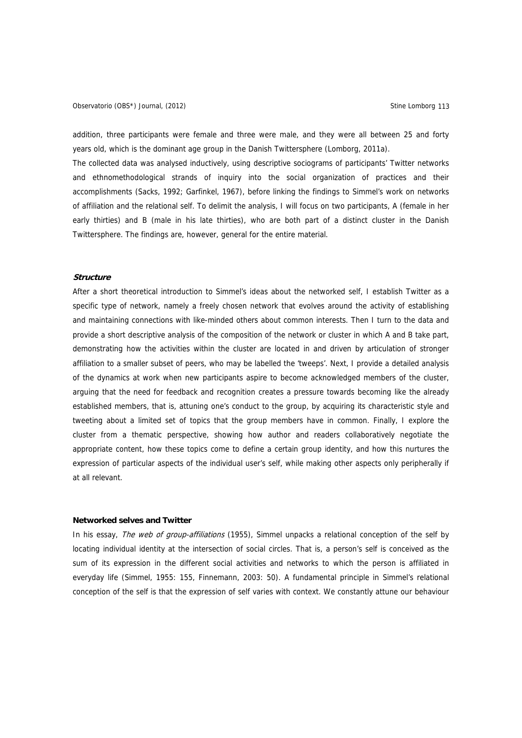addition, three participants were female and three were male, and they were all between 25 and forty years old, which is the dominant age group in the Danish Twittersphere (Lomborg, 2011a).

The collected data was analysed inductively, using descriptive sociograms of participants' Twitter networks and ethnomethodological strands of inquiry into the social organization of practices and their accomplishments (Sacks, 1992; Garfinkel, 1967), before linking the findings to Simmel's work on networks of affiliation and the relational self. To delimit the analysis, I will focus on two participants, A (female in her early thirties) and B (male in his late thirties), who are both part of a distinct cluster in the Danish Twittersphere. The findings are, however, general for the entire material.

### *Structure*

After a short theoretical introduction to Simmel's ideas about the networked self, I establish Twitter as a specific type of network, namely a freely chosen network that evolves around the activity of establishing and maintaining connections with like-minded others about common interests. Then I turn to the data and provide a short descriptive analysis of the composition of the network or cluster in which A and B take part, demonstrating how the activities within the cluster are located in and driven by articulation of stronger affiliation to a smaller subset of peers, who may be labelled the 'tweeps'. Next, I provide a detailed analysis of the dynamics at work when new participants aspire to become acknowledged members of the cluster, arguing that the need for feedback and recognition creates a pressure towards becoming like the already established members, that is, attuning one's conduct to the group, by acquiring its characteristic style and tweeting about a limited set of topics that the group members have in common. Finally, I explore the cluster from a thematic perspective, showing how author and readers collaboratively negotiate the appropriate content, how these topics come to define a certain group identity, and how this nurtures the expression of particular aspects of the individual user's self, while making other aspects only peripherally if at all relevant.

### **Networked selves and Twitter**

In his essay, *The web of group-affiliations* (1955), Simmel unpacks a relational conception of the self by locating individual identity at the intersection of social circles. That is, a person's self is conceived as the sum of its expression in the different social activities and networks to which the person is affiliated in everyday life (Simmel, 1955: 155, Finnemann, 2003: 50). A fundamental principle in Simmel's relational conception of the self is that the expression of self varies with context. We constantly attune our behaviour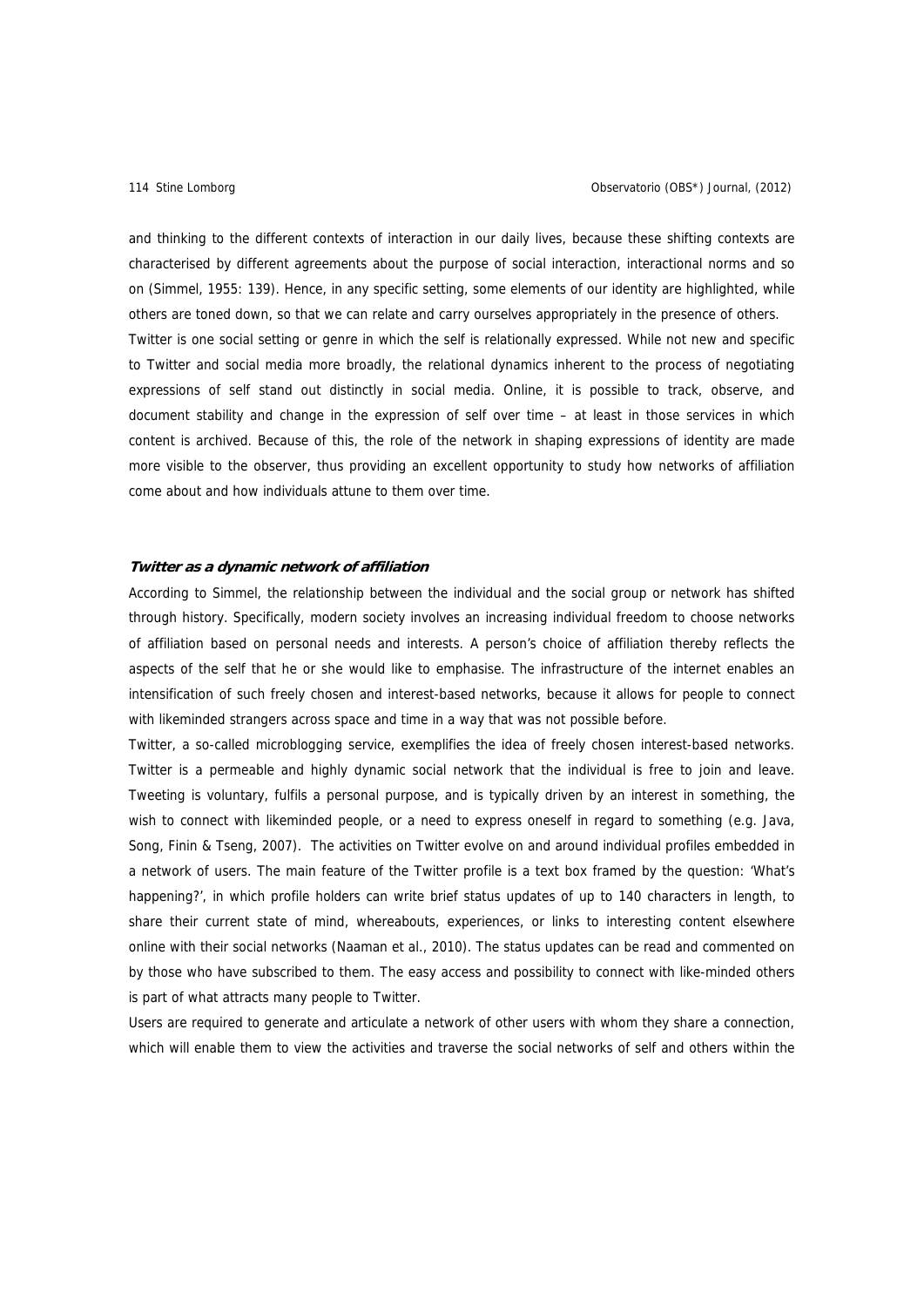and thinking to the different contexts of interaction in our daily lives, because these shifting contexts are characterised by different agreements about the purpose of social interaction, interactional norms and so on (Simmel, 1955: 139). Hence, in any specific setting, some elements of our identity are highlighted, while others are toned down, so that we can relate and carry ourselves appropriately in the presence of others.

Twitter is one social setting or genre in which the self is relationally expressed. While not new and specific to Twitter and social media more broadly, the relational dynamics inherent to the process of negotiating expressions of self stand out distinctly in social media. Online, it is possible to track, observe, and document stability and change in the expression of self over time – at least in those services in which content is archived. Because of this, the role of the network in shaping expressions of identity are made more visible to the observer, thus providing an excellent opportunity to study how networks of affiliation come about and how individuals attune to them over time.

### *Twitter as a dynamic network of affiliation*

According to Simmel, the relationship between the individual and the social group or network has shifted through history. Specifically, modern society involves an increasing individual freedom to choose networks of affiliation based on personal needs and interests. A person's choice of affiliation thereby reflects the aspects of the self that he or she would like to emphasise. The infrastructure of the internet enables an intensification of such freely chosen and interest-based networks, because it allows for people to connect with likeminded strangers across space and time in a way that was not possible before.

Twitter, a so-called microblogging service, exemplifies the idea of freely chosen interest-based networks. Twitter is a permeable and highly dynamic social network that the individual is free to join and leave. Tweeting is voluntary, fulfils a personal purpose, and is typically driven by an interest in something, the wish to connect with likeminded people, or a need to express oneself in regard to something (e.g. Java, Song, Finin & Tseng, 2007). The activities on Twitter evolve on and around individual profiles embedded in a network of users. The main feature of the Twitter profile is a text box framed by the question: 'What's happening?', in which profile holders can write brief status updates of up to 140 characters in length, to share their current state of mind, whereabouts, experiences, or links to interesting content elsewhere online with their social networks (Naaman et al., 2010). The status updates can be read and commented on by those who have subscribed to them. The easy access and possibility to connect with like-minded others is part of what attracts many people to Twitter.

Users are required to generate and articulate a network of other users with whom they share a connection, which will enable them to view the activities and traverse the social networks of self and others within the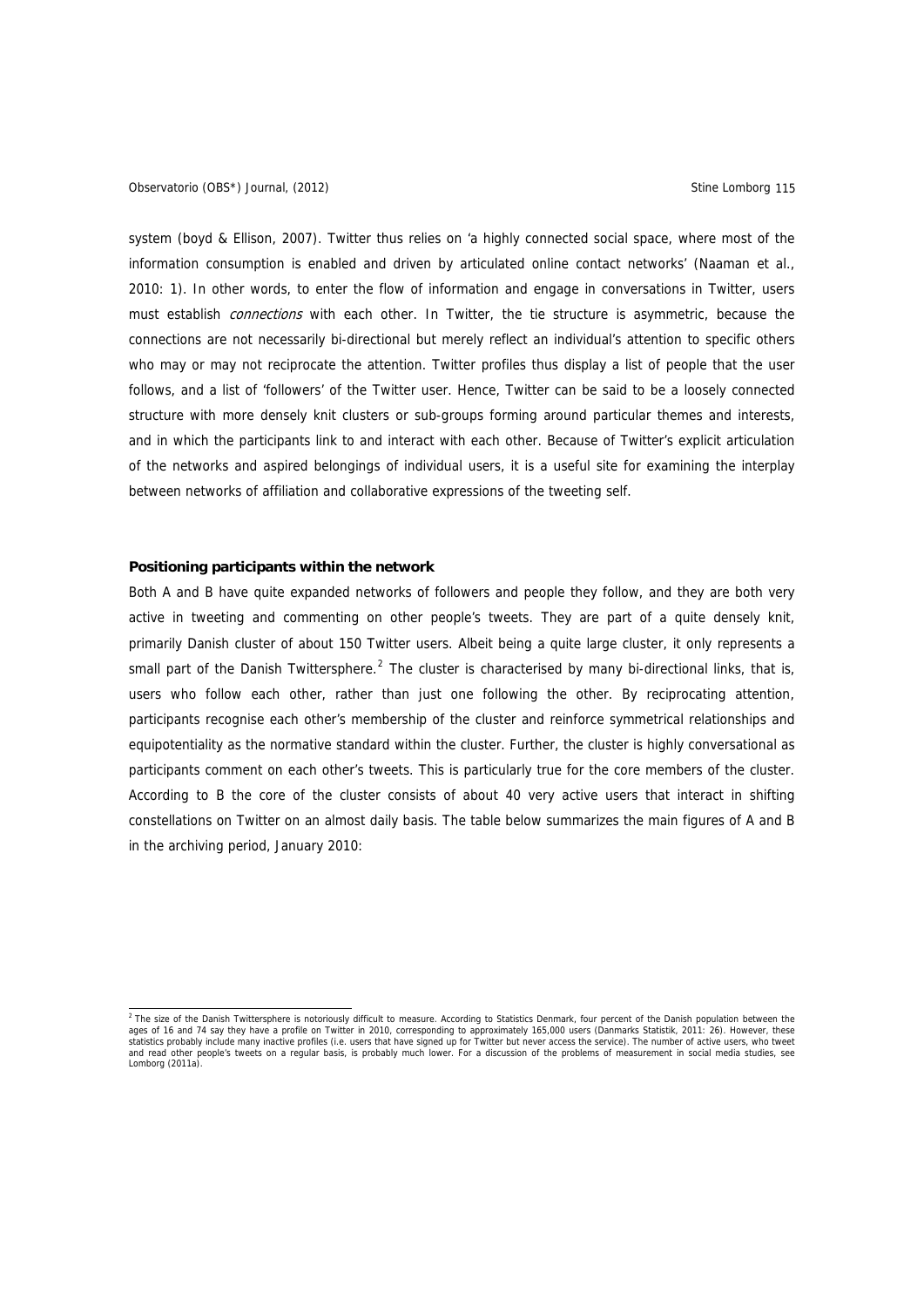system (boyd & Ellison, 2007). Twitter thus relies on 'a highly connected social space, where most of the information consumption is enabled and driven by articulated online contact networks' (Naaman et al., 2010: 1). In other words, to enter the flow of information and engage in conversations in Twitter, users must establish *connections* with each other. In Twitter, the tie structure is asymmetric, because the connections are not necessarily bi-directional but merely reflect an individual's attention to specific others who may or may not reciprocate the attention. Twitter profiles thus display a list of people that the user follows, and a list of 'followers' of the Twitter user. Hence, Twitter can be said to be a loosely connected structure with more densely knit clusters or sub-groups forming around particular themes and interests, and in which the participants link to and interact with each other. Because of Twitter's explicit articulation of the networks and aspired belongings of individual users, it is a useful site for examining the interplay between networks of affiliation and collaborative expressions of the tweeting self.

**Positioning participants within the network**

Both A and B have quite expanded networks of followers and people they follow, and they are both very active in tweeting and commenting on other people's tweets. They are part of a quite densely knit, primarily Danish cluster of about 150 Twitter users. Albeit being a quite large cluster, it only represents a small part of the Danish Twittersphere.[2] The cluster is characterised by many bi-directional links, that is, users who follow each other, rather than just one following the other. By reciprocating attention, participants recognise each other's membership of the cluster and reinforce symmetrical relationships and equipotentiality as the normative standard within the cluster. Further, the cluster is highly conversational as participants comment on each other's tweets. This is particularly true for the core members of the cluster. According to B the core of the cluster consists of about 40 very active users that interact in shifting constellations on Twitter on an almost daily basis. The table below summarizes the main figures of A and B in the archiving period, January 2010:

[2] The size of the Danish Twittersphere is notoriously difficult to measure. According to Statistics Denmark, four percent of the Danish population between the ages of 16 and 74 say they have a profile on Twitter in 2010, corresponding to approximately 165,000 users (Danmarks Statistik, 2011: 26). However, these statistics probably include many inactive profiles (i.e. users that have signed up for Twitter but never access the service). The number of active users, who tweet and read other people's tweets on a regular basis, is probably much lower. For a discussion of the problems of measurement in social media studies, see Lomborg (2011a).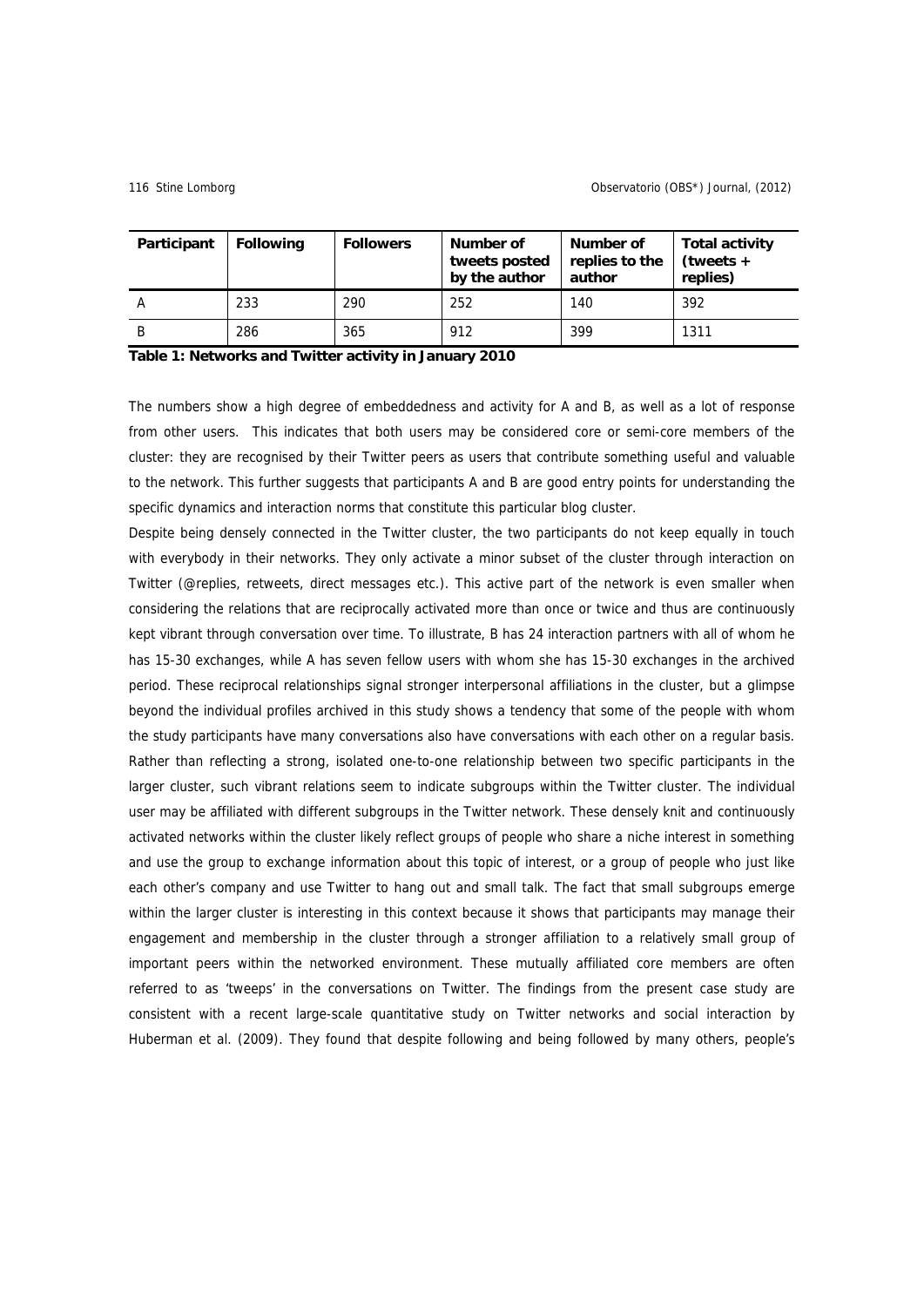| Participant | Following | Followers | Number of tweets posted by the author | Number of replies to the author | Total activity (tweets + replies) |
|---|---|---|---|---|---|
| A | 233 | 290 | 252 | 140 | 392 |
| B | 286 | 365 | 912 | 399 | 1311 |

**Table 1: Networks and Twitter activity in January 2010**

The numbers show a high degree of embeddedness and activity for A and B, as well as a lot of response from other users. This indicates that both users may be considered core or semi-core members of the cluster: they are recognised by their Twitter peers as users that contribute something useful and valuable to the network. This further suggests that participants A and B are good entry points for understanding the specific dynamics and interaction norms that constitute this particular blog cluster.

Despite being densely connected in the Twitter cluster, the two participants do not keep equally in touch with everybody in their networks. They only activate a minor subset of the cluster through interaction on Twitter (@replies, retweets, direct messages etc.). This active part of the network is even smaller when considering the relations that are reciprocally activated more than once or twice and thus are continuously kept vibrant through conversation over time. To illustrate, B has 24 interaction partners with all of whom he has 15-30 exchanges, while A has seven fellow users with whom she has 15-30 exchanges in the archived period. These reciprocal relationships signal stronger interpersonal affiliations in the cluster, but a glimpse beyond the individual profiles archived in this study shows a tendency that some of the people with whom the study participants have many conversations also have conversations with each other on a regular basis. Rather than reflecting a strong, isolated one-to-one relationship between two specific participants in the larger cluster, such vibrant relations seem to indicate subgroups within the Twitter cluster. The individual user may be affiliated with different subgroups in the Twitter network. These densely knit and continuously activated networks within the cluster likely reflect groups of people who share a niche interest in something and use the group to exchange information about this topic of interest, or a group of people who just like each other's company and use Twitter to hang out and small talk. The fact that small subgroups emerge within the larger cluster is interesting in this context because it shows that participants may manage their engagement and membership in the cluster through a stronger affiliation to a relatively small group of important peers within the networked environment. These mutually affiliated core members are often referred to as 'tweeps' in the conversations on Twitter. The findings from the present case study are consistent with a recent large-scale quantitative study on Twitter networks and social interaction by Huberman et al. (2009). They found that despite following and being followed by many others, people's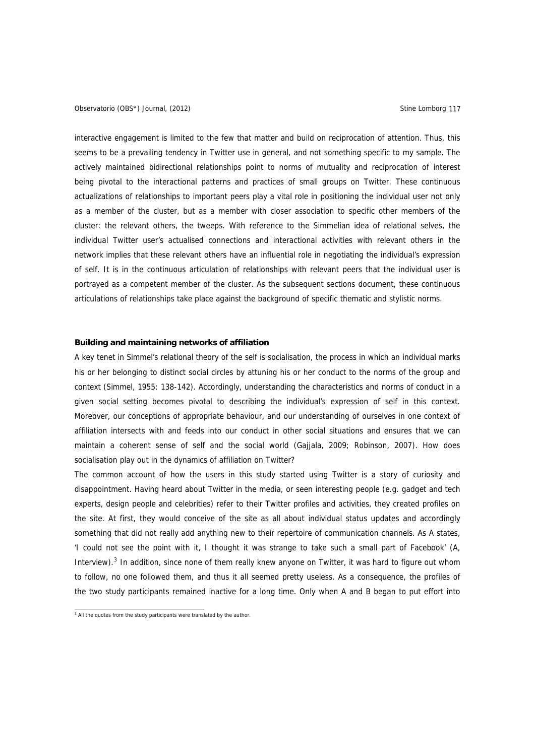interactive engagement is limited to the few that matter and build on reciprocation of attention. Thus, this seems to be a prevailing tendency in Twitter use in general, and not something specific to my sample. The actively maintained bidirectional relationships point to norms of mutuality and reciprocation of interest being pivotal to the interactional patterns and practices of small groups on Twitter. These continuous actualizations of relationships to important peers play a vital role in positioning the individual user not only as a member of the cluster, but as a member with closer association to specific other members of the cluster: the relevant others, the tweeps. With reference to the Simmelian idea of relational selves, the individual Twitter user's actualised connections and interactional activities with relevant others in the network implies that these relevant others have an influential role in negotiating the individual's expression of self. It is in the continuous articulation of relationships with relevant peers that the individual user is portrayed as a competent member of the cluster. As the subsequent sections document, these continuous articulations of relationships take place against the background of specific thematic and stylistic norms.

**Building and maintaining networks of affiliation**

A key tenet in Simmel's relational theory of the self is socialisation, the process in which an individual marks his or her belonging to distinct social circles by attuning his or her conduct to the norms of the group and context (Simmel, 1955: 138-142). Accordingly, understanding the characteristics and norms of conduct in a given social setting becomes pivotal to describing the individual's expression of self in this context. Moreover, our conceptions of appropriate behaviour, and our understanding of ourselves in one context of affiliation intersects with and feeds into our conduct in other social situations and ensures that we can maintain a coherent sense of self and the social world (Gajjala, 2009; Robinson, 2007). How does socialisation play out in the dynamics of affiliation on Twitter?

The common account of how the users in this study started using Twitter is a story of curiosity and disappointment. Having heard about Twitter in the media, or seen interesting people (e.g. gadget and tech experts, design people and celebrities) refer to their Twitter profiles and activities, they created profiles on the site. At first, they would conceive of the site as all about individual status updates and accordingly something that did not really add anything new to their repertoire of communication channels. As A states, 'I could not see the point with it, I thought it was strange to take such a small part of Facebook' (A, Interview).[3] In addition, since none of them really knew anyone on Twitter, it was hard to figure out whom to follow, no one followed them, and thus it all seemed pretty useless. As a consequence, the profiles of the two study participants remained inactive for a long time. Only when A and B began to put effort into

[3] All the quotes from the study participants were translated by the author.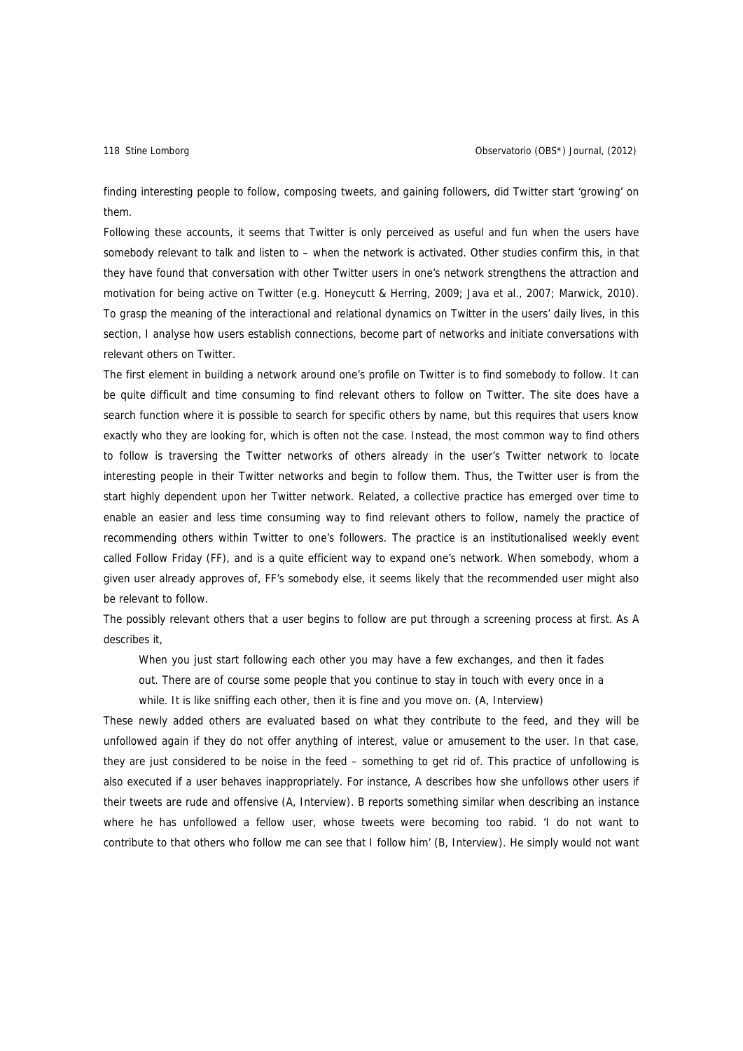finding interesting people to follow, composing tweets, and gaining followers, did Twitter start 'growing' on them.

Following these accounts, it seems that Twitter is only perceived as useful and fun when the users have somebody relevant to talk and listen to – when the network is activated. Other studies confirm this, in that they have found that conversation with other Twitter users in one's network strengthens the attraction and motivation for being active on Twitter (e.g. Honeycutt & Herring, 2009; Java et al., 2007; Marwick, 2010). To grasp the meaning of the interactional and relational dynamics on Twitter in the users' daily lives, in this section, I analyse how users establish connections, become part of networks and initiate conversations with relevant others on Twitter.

The first element in building a network around one's profile on Twitter is to find somebody to follow. It can be quite difficult and time consuming to find relevant others to follow on Twitter. The site does have a search function where it is possible to search for specific others by name, but this requires that users know exactly who they are looking for, which is often not the case. Instead, the most common way to find others to follow is traversing the Twitter networks of others already in the user's Twitter network to locate interesting people in their Twitter networks and begin to follow them. Thus, the Twitter user is from the start highly dependent upon her Twitter network. Related, a collective practice has emerged over time to enable an easier and less time consuming way to find relevant others to follow, namely the practice of recommending others within Twitter to one's followers. The practice is an institutionalised weekly event called Follow Friday (FF), and is a quite efficient way to expand one's network. When somebody, whom a given user already approves of, FF's somebody else, it seems likely that the recommended user might also be relevant to follow.

The possibly relevant others that a user begins to follow are put through a screening process at first. As A describes it,

> When you just start following each other you may have a few exchanges, and then it fades out. There are of course some people that you continue to stay in touch with every once in a while. It is like sniffing each other, then it is fine and you move on. (A, Interview)

These newly added others are evaluated based on what they contribute to the feed, and they will be unfollowed again if they do not offer anything of interest, value or amusement to the user. In that case, they are just considered to be noise in the feed – something to get rid of. This practice of unfollowing is also executed if a user behaves inappropriately. For instance, A describes how she unfollows other users if their tweets are rude and offensive (A, Interview). B reports something similar when describing an instance where he has unfollowed a fellow user, whose tweets were becoming too rabid. 'I do not want to contribute to that others who follow me can see that I follow him' (B, Interview). He simply would not want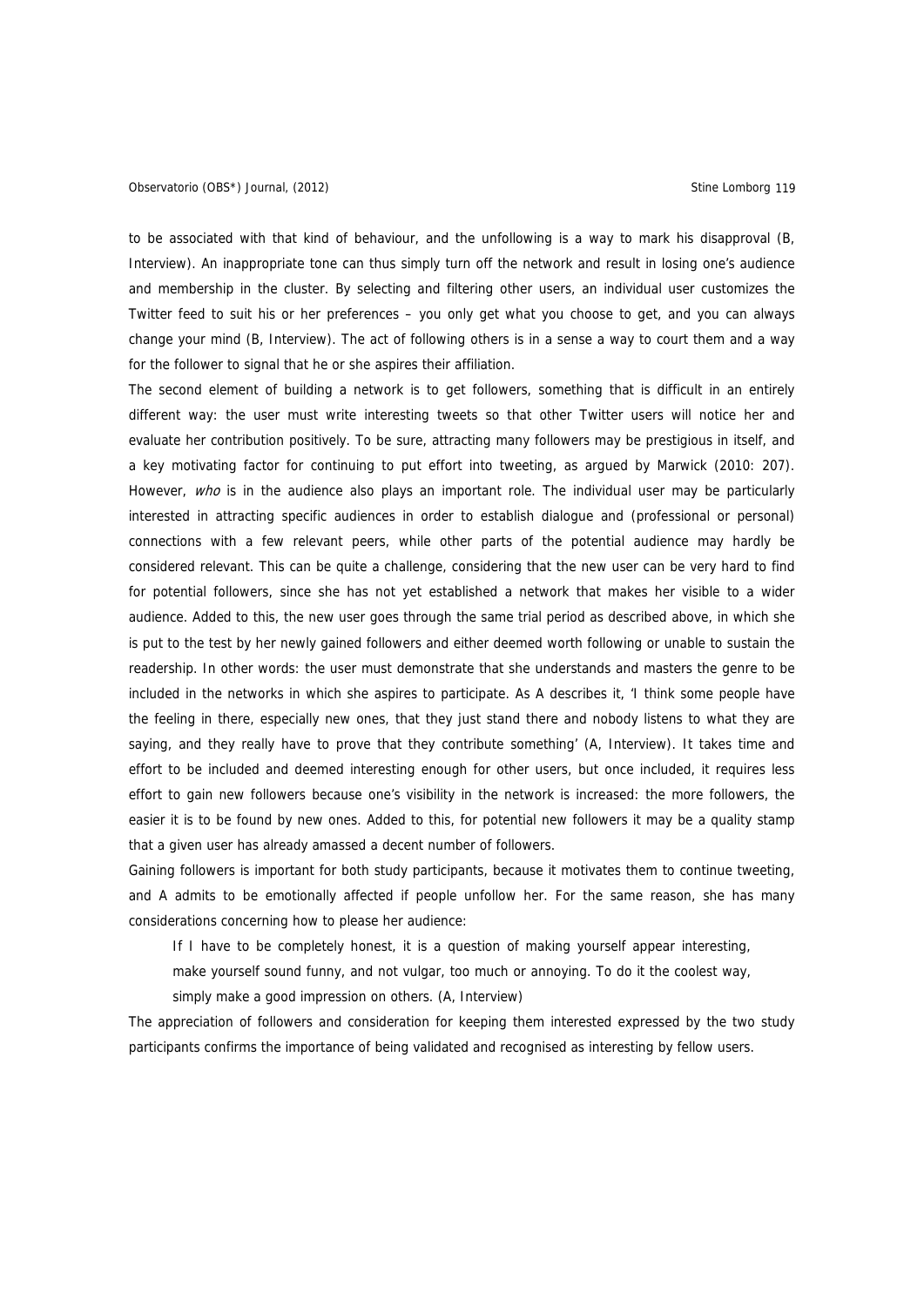to be associated with that kind of behaviour, and the unfollowing is a way to mark his disapproval (B, Interview). An inappropriate tone can thus simply turn off the network and result in losing one's audience and membership in the cluster. By selecting and filtering other users, an individual user customizes the Twitter feed to suit his or her preferences – you only get what you choose to get, and you can always change your mind (B, Interview). The act of following others is in a sense a way to court them and a way for the follower to signal that he or she aspires their affiliation.

The second element of building a network is to get followers, something that is difficult in an entirely different way: the user must write interesting tweets so that other Twitter users will notice her and evaluate her contribution positively. To be sure, attracting many followers may be prestigious in itself, and a key motivating factor for continuing to put effort into tweeting, as argued by Marwick (2010: 207). However, *who* is in the audience also plays an important role. The individual user may be particularly interested in attracting specific audiences in order to establish dialogue and (professional or personal) connections with a few relevant peers, while other parts of the potential audience may hardly be considered relevant. This can be quite a challenge, considering that the new user can be very hard to find for potential followers, since she has not yet established a network that makes her visible to a wider audience. Added to this, the new user goes through the same trial period as described above, in which she is put to the test by her newly gained followers and either deemed worth following or unable to sustain the readership. In other words: the user must demonstrate that she understands and masters the genre to be included in the networks in which she aspires to participate. As A describes it, 'I think some people have the feeling in there, especially new ones, that they just stand there and nobody listens to what they are saying, and they really have to prove that they contribute something' (A, Interview). It takes time and effort to be included and deemed interesting enough for other users, but once included, it requires less effort to gain new followers because one's visibility in the network is increased: the more followers, the easier it is to be found by new ones. Added to this, for potential new followers it may be a quality stamp that a given user has already amassed a decent number of followers.

Gaining followers is important for both study participants, because it motivates them to continue tweeting, and A admits to be emotionally affected if people unfollow her. For the same reason, she has many considerations concerning how to please her audience:

> If I have to be completely honest, it is a question of making yourself appear interesting, make yourself sound funny, and not vulgar, too much or annoying. To do it the coolest way, simply make a good impression on others. (A, Interview)

The appreciation of followers and consideration for keeping them interested expressed by the two study participants confirms the importance of being validated and recognised as interesting by fellow users.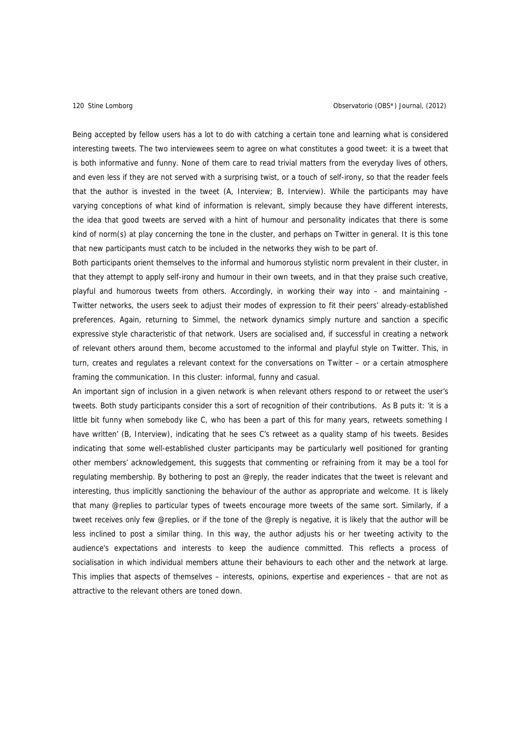Being accepted by fellow users has a lot to do with catching a certain tone and learning what is considered interesting tweets. The two interviewees seem to agree on what constitutes a good tweet: it is a tweet that is both informative and funny. None of them care to read trivial matters from the everyday lives of others, and even less if they are not served with a surprising twist, or a touch of self-irony, so that the reader feels that the author is invested in the tweet (A, Interview; B, Interview). While the participants may have varying conceptions of what kind of information is relevant, simply because they have different interests, the idea that good tweets are served with a hint of humour and personality indicates that there is some kind of norm(s) at play concerning the tone in the cluster, and perhaps on Twitter in general. It is this tone that new participants must catch to be included in the networks they wish to be part of.

Both participants orient themselves to the informal and humorous stylistic norm prevalent in their cluster, in that they attempt to apply self-irony and humour in their own tweets, and in that they praise such creative, playful and humorous tweets from others. Accordingly, in working their way into – and maintaining – Twitter networks, the users seek to adjust their modes of expression to fit their peers' already-established preferences. Again, returning to Simmel, the network dynamics simply nurture and sanction a specific expressive style characteristic of that network. Users are socialised and, if successful in creating a network of relevant others around them, become accustomed to the informal and playful style on Twitter. This, in turn, creates and regulates a relevant context for the conversations on Twitter – or a certain atmosphere framing the communication. In this cluster: informal, funny and casual.

An important sign of inclusion in a given network is when relevant others respond to or retweet the user's tweets. Both study participants consider this a sort of recognition of their contributions. As B puts it: 'it is a little bit funny when somebody like C, who has been a part of this for many years, retweets something I have written' (B, Interview), indicating that he sees C's retweet as a quality stamp of his tweets. Besides indicating that some well-established cluster participants may be particularly well positioned for granting other members' acknowledgement, this suggests that commenting or refraining from it may be a tool for regulating membership. By bothering to post an @reply, the reader indicates that the tweet is relevant and interesting, thus implicitly sanctioning the behaviour of the author as appropriate and welcome. It is likely that many @replies to particular types of tweets encourage more tweets of the same sort. Similarly, if a tweet receives only few @replies, or if the tone of the @reply is negative, it is likely that the author will be less inclined to post a similar thing. In this way, the author adjusts his or her tweeting activity to the audience's expectations and interests to keep the audience committed. This reflects a process of socialisation in which individual members attune their behaviours to each other and the network at large. This implies that aspects of themselves – interests, opinions, expertise and experiences – that are not as attractive to the relevant others are toned down.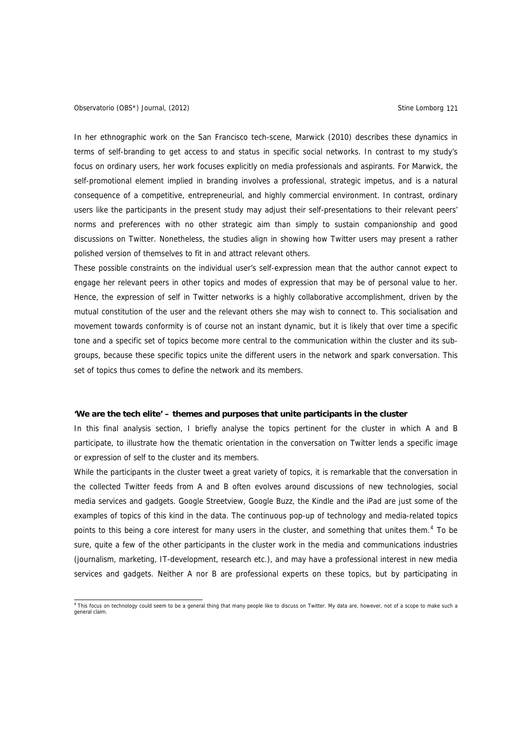In her ethnographic work on the San Francisco tech-scene, Marwick (2010) describes these dynamics in terms of self-branding to get access to and status in specific social networks. In contrast to my study's focus on ordinary users, her work focuses explicitly on media professionals and aspirants. For Marwick, the self-promotional element implied in branding involves a professional, strategic impetus, and is a natural consequence of a competitive, entrepreneurial, and highly commercial environment. In contrast, ordinary users like the participants in the present study may adjust their self-presentations to their relevant peers' norms and preferences with no other strategic aim than simply to sustain companionship and good discussions on Twitter. Nonetheless, the studies align in showing how Twitter users may present a rather polished version of themselves to fit in and attract relevant others.

These possible constraints on the individual user's self-expression mean that the author cannot expect to engage her relevant peers in other topics and modes of expression that may be of personal value to her. Hence, the expression of self in Twitter networks is a highly collaborative accomplishment, driven by the mutual constitution of the user and the relevant others she may wish to connect to. This socialisation and movement towards conformity is of course not an instant dynamic, but it is likely that over time a specific tone and a specific set of topics become more central to the communication within the cluster and its sub-groups, because these specific topics unite the different users in the network and spark conversation. This set of topics thus comes to define the network and its members.

**'We are the tech elite' – themes and purposes that unite participants in the cluster**

In this final analysis section, I briefly analyse the topics pertinent for the cluster in which A and B participate, to illustrate how the thematic orientation in the conversation on Twitter lends a specific image or expression of self to the cluster and its members.

While the participants in the cluster tweet a great variety of topics, it is remarkable that the conversation in the collected Twitter feeds from A and B often evolves around discussions of new technologies, social media services and gadgets. Google Streetview, Google Buzz, the Kindle and the iPad are just some of the examples of topics of this kind in the data. The continuous pop-up of technology and media-related topics points to this being a core interest for many users in the cluster, and something that unites them.[4] To be sure, quite a few of the other participants in the cluster work in the media and communications industries (journalism, marketing, IT-development, research etc.), and may have a professional interest in new media services and gadgets. Neither A nor B are professional experts on these topics, but by participating in

[4] This focus on technology could seem to be a general thing that many people like to discuss on Twitter. My data are, however, not of a scope to make such a general claim.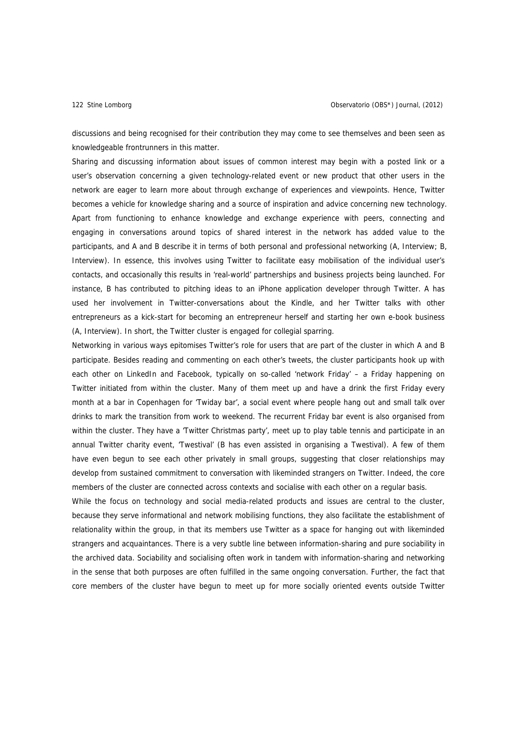discussions and being recognised for their contribution they may come to see themselves and been seen as knowledgeable frontrunners in this matter.

Sharing and discussing information about issues of common interest may begin with a posted link or a user's observation concerning a given technology-related event or new product that other users in the network are eager to learn more about through exchange of experiences and viewpoints. Hence, Twitter becomes a vehicle for knowledge sharing and a source of inspiration and advice concerning new technology. Apart from functioning to enhance knowledge and exchange experience with peers, connecting and engaging in conversations around topics of shared interest in the network has added value to the participants, and A and B describe it in terms of both personal and professional networking (A, Interview; B, Interview). In essence, this involves using Twitter to facilitate easy mobilisation of the individual user's contacts, and occasionally this results in 'real-world' partnerships and business projects being launched. For instance, B has contributed to pitching ideas to an iPhone application developer through Twitter. A has used her involvement in Twitter-conversations about the Kindle, and her Twitter talks with other entrepreneurs as a kick-start for becoming an entrepreneur herself and starting her own e-book business (A, Interview). In short, the Twitter cluster is engaged for collegial sparring.

Networking in various ways epitomises Twitter's role for users that are part of the cluster in which A and B participate. Besides reading and commenting on each other's tweets, the cluster participants hook up with each other on LinkedIn and Facebook, typically on so-called 'network Friday' – a Friday happening on Twitter initiated from within the cluster. Many of them meet up and have a drink the first Friday every month at a bar in Copenhagen for 'Twiday bar', a social event where people hang out and small talk over drinks to mark the transition from work to weekend. The recurrent Friday bar event is also organised from within the cluster. They have a 'Twitter Christmas party', meet up to play table tennis and participate in an annual Twitter charity event, 'Twestival' (B has even assisted in organising a Twestival). A few of them have even begun to see each other privately in small groups, suggesting that closer relationships may develop from sustained commitment to conversation with likeminded strangers on Twitter. Indeed, the core members of the cluster are connected across contexts and socialise with each other on a regular basis.

While the focus on technology and social media-related products and issues are central to the cluster, because they serve informational and network mobilising functions, they also facilitate the establishment of relationality within the group, in that its members use Twitter as a space for hanging out with likeminded strangers and acquaintances. There is a very subtle line between information-sharing and pure sociability in the archived data. Sociability and socialising often work in tandem with information-sharing and networking in the sense that both purposes are often fulfilled in the same ongoing conversation. Further, the fact that core members of the cluster have begun to meet up for more socially oriented events outside Twitter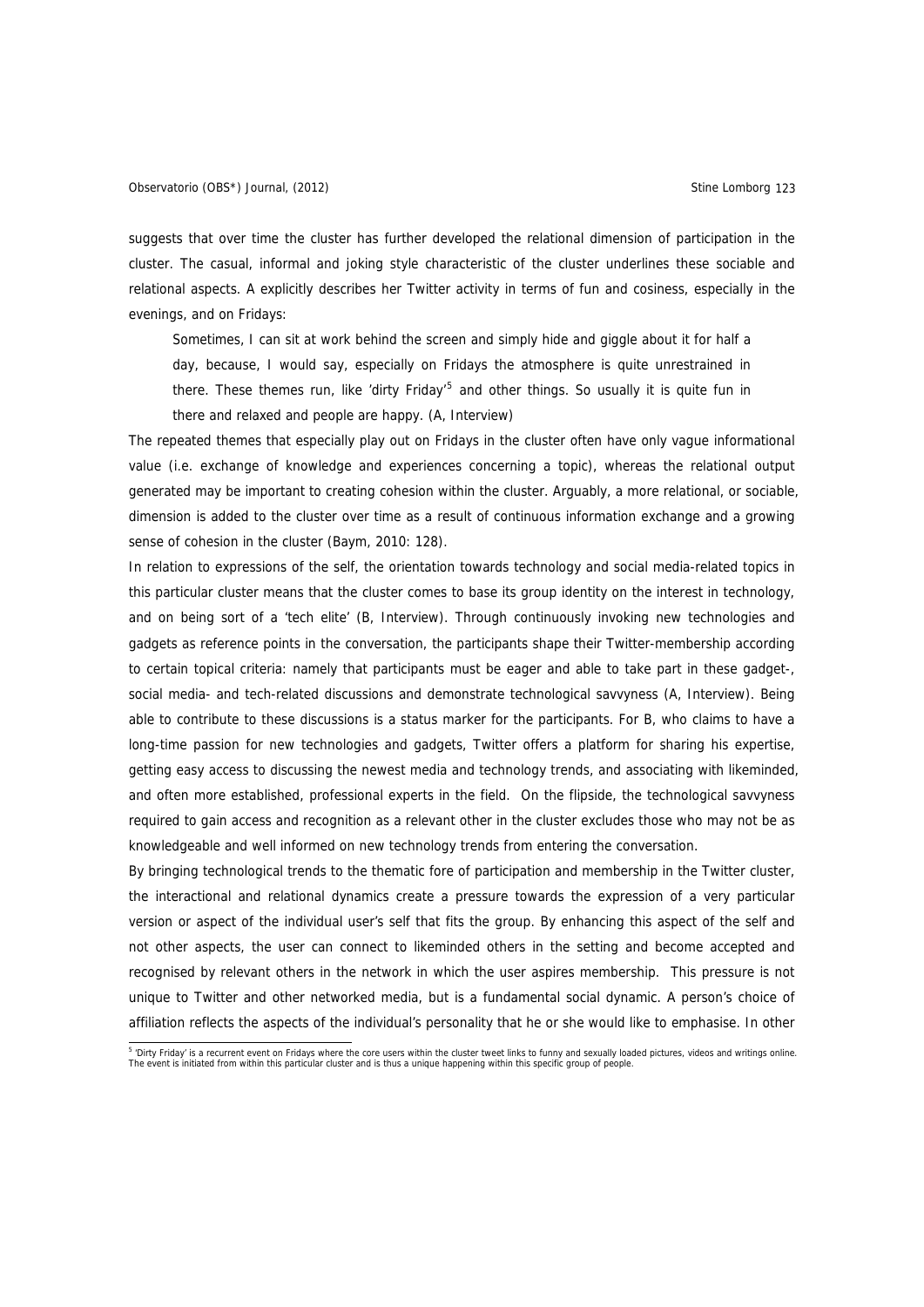suggests that over time the cluster has further developed the relational dimension of participation in the cluster. The casual, informal and joking style characteristic of the cluster underlines these sociable and relational aspects. A explicitly describes her Twitter activity in terms of fun and cosiness, especially in the evenings, and on Fridays:

> Sometimes, I can sit at work behind the screen and simply hide and giggle about it for half a day, because, I would say, especially on Fridays the atmosphere is quite unrestrained in there. These themes run, like 'dirty Friday'[5] and other things. So usually it is quite fun in there and relaxed and people are happy. (A, Interview)

The repeated themes that especially play out on Fridays in the cluster often have only vague informational value (i.e. exchange of knowledge and experiences concerning a topic), whereas the relational output generated may be important to creating cohesion within the cluster. Arguably, a more relational, or sociable, dimension is added to the cluster over time as a result of continuous information exchange and a growing sense of cohesion in the cluster (Baym, 2010: 128).

In relation to expressions of the self, the orientation towards technology and social media-related topics in this particular cluster means that the cluster comes to base its group identity on the interest in technology, and on being sort of a 'tech elite' (B, Interview). Through continuously invoking new technologies and gadgets as reference points in the conversation, the participants shape their Twitter-membership according to certain topical criteria: namely that participants must be eager and able to take part in these gadget-, social media- and tech-related discussions and demonstrate technological savvyness (A, Interview). Being able to contribute to these discussions is a status marker for the participants. For B, who claims to have a long-time passion for new technologies and gadgets, Twitter offers a platform for sharing his expertise, getting easy access to discussing the newest media and technology trends, and associating with likeminded, and often more established, professional experts in the field. On the flipside, the technological savvyness required to gain access and recognition as a relevant other in the cluster excludes those who may not be as knowledgeable and well informed on new technology trends from entering the conversation.

By bringing technological trends to the thematic fore of participation and membership in the Twitter cluster, the interactional and relational dynamics create a pressure towards the expression of a very particular version or aspect of the individual user's self that fits the group. By enhancing this aspect of the self and not other aspects, the user can connect to likeminded others in the setting and become accepted and recognised by relevant others in the network in which the user aspires membership. This pressure is not unique to Twitter and other networked media, but is a fundamental social dynamic. A person's choice of affiliation reflects the aspects of the individual's personality that he or she would like to emphasise. In other

---

[5] 'Dirty Friday' is a recurrent event on Fridays where the core users within the cluster tweet links to funny and sexually loaded pictures, videos and writings online. The event is initiated from within this particular cluster and is thus a unique happening within this specific group of people.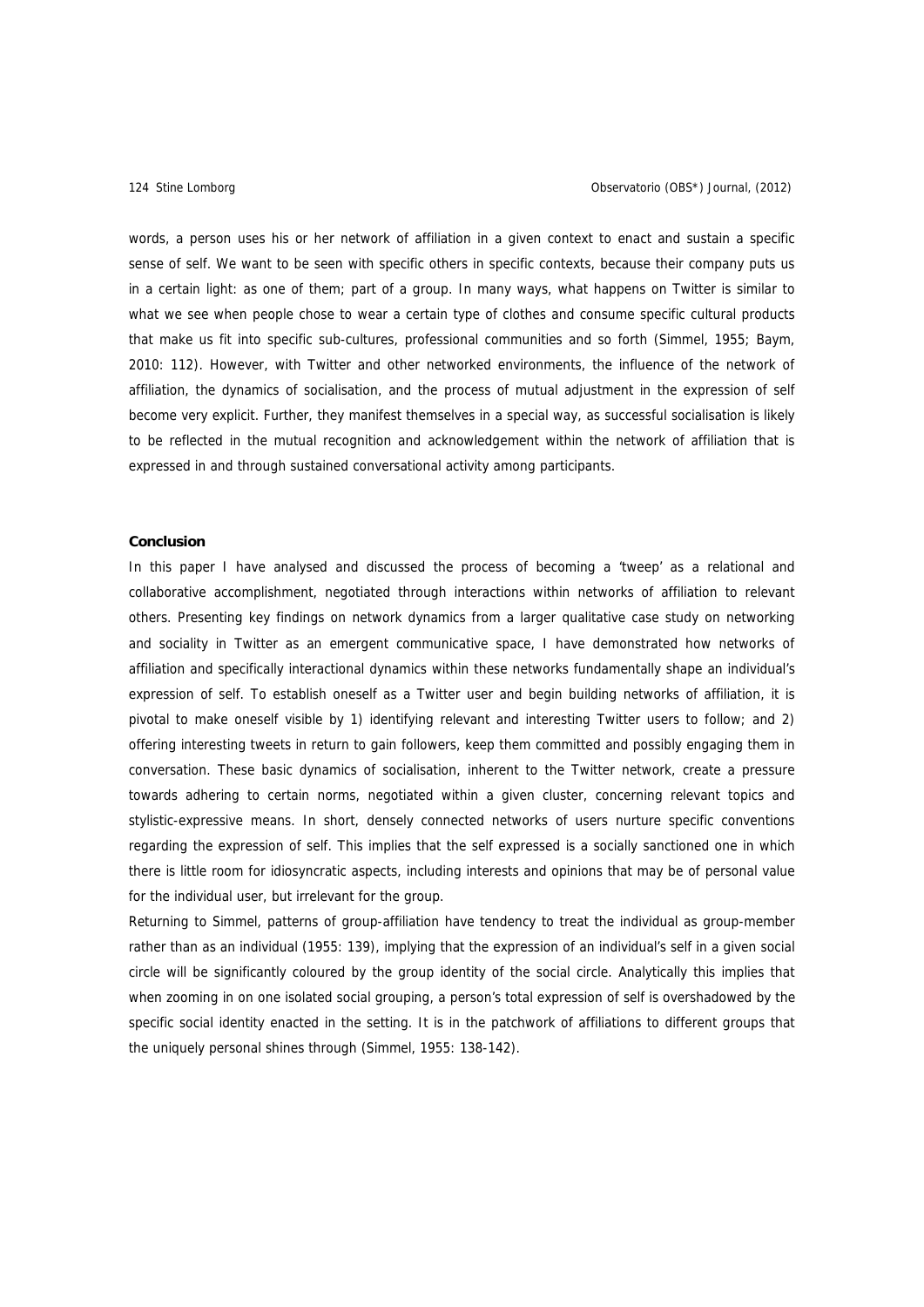words, a person uses his or her network of affiliation in a given context to enact and sustain a specific sense of self. We want to be seen with specific others in specific contexts, because their company puts us in a certain light: as one of them; part of a group. In many ways, what happens on Twitter is similar to what we see when people chose to wear a certain type of clothes and consume specific cultural products that make us fit into specific sub-cultures, professional communities and so forth (Simmel, 1955; Baym, 2010: 112). However, with Twitter and other networked environments, the influence of the network of affiliation, the dynamics of socialisation, and the process of mutual adjustment in the expression of self become very explicit. Further, they manifest themselves in a special way, as successful socialisation is likely to be reflected in the mutual recognition and acknowledgement within the network of affiliation that is expressed in and through sustained conversational activity among participants.

## Conclusion

In this paper I have analysed and discussed the process of becoming a 'tweep' as a relational and collaborative accomplishment, negotiated through interactions within networks of affiliation to relevant others. Presenting key findings on network dynamics from a larger qualitative case study on networking and sociality in Twitter as an emergent communicative space, I have demonstrated how networks of affiliation and specifically interactional dynamics within these networks fundamentally shape an individual's expression of self. To establish oneself as a Twitter user and begin building networks of affiliation, it is pivotal to make oneself visible by 1) identifying relevant and interesting Twitter users to follow; and 2) offering interesting tweets in return to gain followers, keep them committed and possibly engaging them in conversation. These basic dynamics of socialisation, inherent to the Twitter network, create a pressure towards adhering to certain norms, negotiated within a given cluster, concerning relevant topics and stylistic-expressive means. In short, densely connected networks of users nurture specific conventions regarding the expression of self. This implies that the self expressed is a socially sanctioned one in which there is little room for idiosyncratic aspects, including interests and opinions that may be of personal value for the individual user, but irrelevant for the group.

Returning to Simmel, patterns of group-affiliation have tendency to treat the individual as group-member rather than as an individual (1955: 139), implying that the expression of an individual's self in a given social circle will be significantly coloured by the group identity of the social circle. Analytically this implies that when zooming in on one isolated social grouping, a person's total expression of self is overshadowed by the specific social identity enacted in the setting. It is in the patchwork of affiliations to different groups that the uniquely personal shines through (Simmel, 1955: 138-142).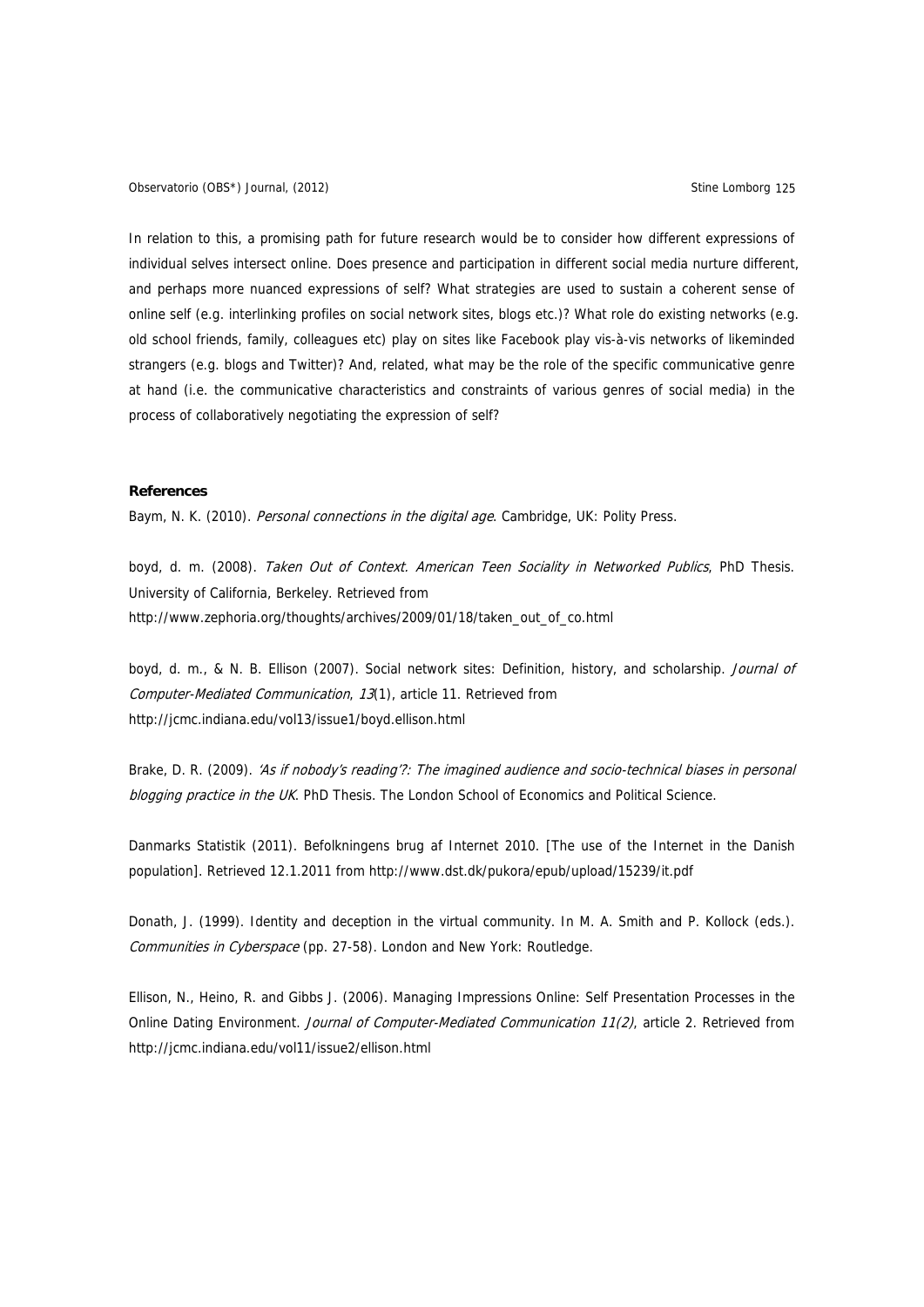In relation to this, a promising path for future research would be to consider how different expressions of individual selves intersect online. Does presence and participation in different social media nurture different, and perhaps more nuanced expressions of self? What strategies are used to sustain a coherent sense of online self (e.g. interlinking profiles on social network sites, blogs etc.)? What role do existing networks (e.g. old school friends, family, colleagues etc) play on sites like Facebook play vis-à-vis networks of likeminded strangers (e.g. blogs and Twitter)? And, related, what may be the role of the specific communicative genre at hand (i.e. the communicative characteristics and constraints of various genres of social media) in the process of collaboratively negotiating the expression of self?

**References**

Baym, N. K. (2010). *Personal connections in the digital age*. Cambridge, UK: Polity Press.

boyd, d. m. (2008). *Taken Out of Context. American Teen Sociality in Networked Publics*, PhD Thesis. University of California, Berkeley. Retrieved from http://www.zephoria.org/thoughts/archives/2009/01/18/taken_out_of_co.html

boyd, d. m., & N. B. Ellison (2007). Social network sites: Definition, history, and scholarship. *Journal of Computer-Mediated Communication*, *13*(1), article 11. Retrieved from http://jcmc.indiana.edu/vol13/issue1/boyd.ellison.html

Brake, D. R. (2009). *'As if nobody's reading'?: The imagined audience and socio-technical biases in personal blogging practice in the UK*. PhD Thesis. The London School of Economics and Political Science.

Danmarks Statistik (2011). Befolkningens brug af Internet 2010. [The use of the Internet in the Danish population]. Retrieved 12.1.2011 from http://www.dst.dk/pukora/epub/upload/15239/it.pdf

Donath, J. (1999). Identity and deception in the virtual community. In M. A. Smith and P. Kollock (eds.). *Communities in Cyberspace* (pp. 27-58). London and New York: Routledge.

Ellison, N., Heino, R. and Gibbs J. (2006). Managing Impressions Online: Self Presentation Processes in the Online Dating Environment. *Journal of Computer-Mediated Communication 11(2)*, article 2. Retrieved from http://jcmc.indiana.edu/vol11/issue2/ellison.html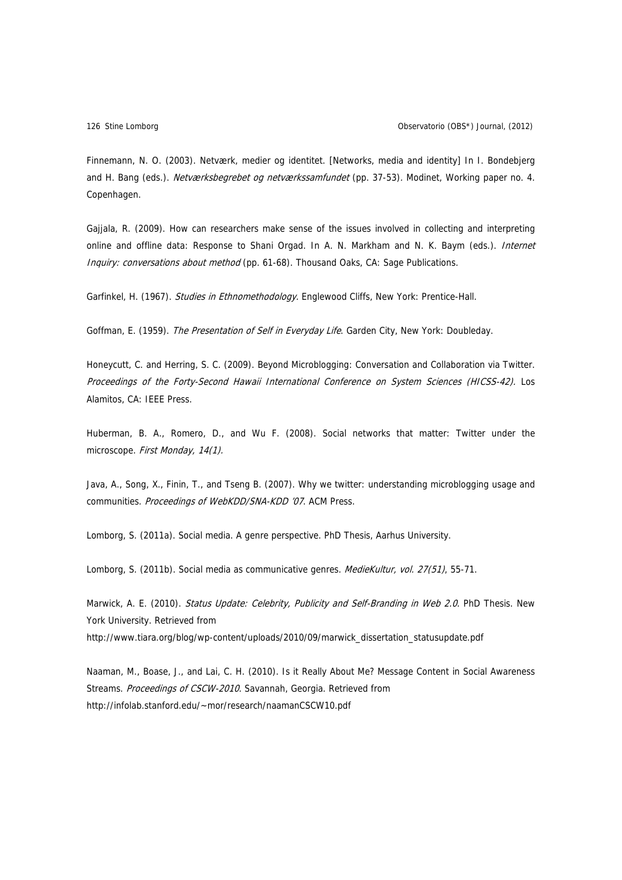Finnemann, N. O. (2003). Netværk, medier og identitet. [Networks, media and identity] In I. Bondebjerg and H. Bang (eds.). *Netværksbegrebet og netværkssamfundet* (pp. 37-53). Modinet, Working paper no. 4. Copenhagen.

Gajjala, R. (2009). How can researchers make sense of the issues involved in collecting and interpreting online and offline data: Response to Shani Orgad. In A. N. Markham and N. K. Baym (eds.). *Internet Inquiry: conversations about method* (pp. 61-68). Thousand Oaks, CA: Sage Publications.

Garfinkel, H. (1967). *Studies in Ethnomethodology.* Englewood Cliffs, New York: Prentice-Hall.

Goffman, E. (1959). *The Presentation of Self in Everyday Life*. Garden City, New York: Doubleday.

Honeycutt, C. and Herring, S. C. (2009). Beyond Microblogging: Conversation and Collaboration via Twitter. *Proceedings of the Forty-Second Hawaii International Conference on System Sciences (HICSS-42).* Los Alamitos, CA: IEEE Press.

Huberman, B. A., Romero, D., and Wu F. (2008). Social networks that matter: Twitter under the microscope. *First Monday, 14(1).*

Java, A., Song, X., Finin, T., and Tseng B. (2007). Why we twitter: understanding microblogging usage and communities. *Proceedings of WebKDD/SNA-KDD '07*. ACM Press.

Lomborg, S. (2011a). Social media. A genre perspective. PhD Thesis, Aarhus University.

Lomborg, S. (2011b). Social media as communicative genres. *MedieKultur, vol. 27(51)*, 55-71.

Marwick, A. E. (2010). *Status Update: Celebrity, Publicity and Self-Branding in Web 2.0*. PhD Thesis. New York University. Retrieved from http://www.tiara.org/blog/wp-content/uploads/2010/09/marwick_dissertation_statusupdate.pdf

Naaman, M., Boase, J., and Lai, C. H. (2010). Is it Really About Me? Message Content in Social Awareness Streams. *Proceedings of CSCW-2010*. Savannah, Georgia. Retrieved from http://infolab.stanford.edu/~mor/research/naamanCSCW10.pdf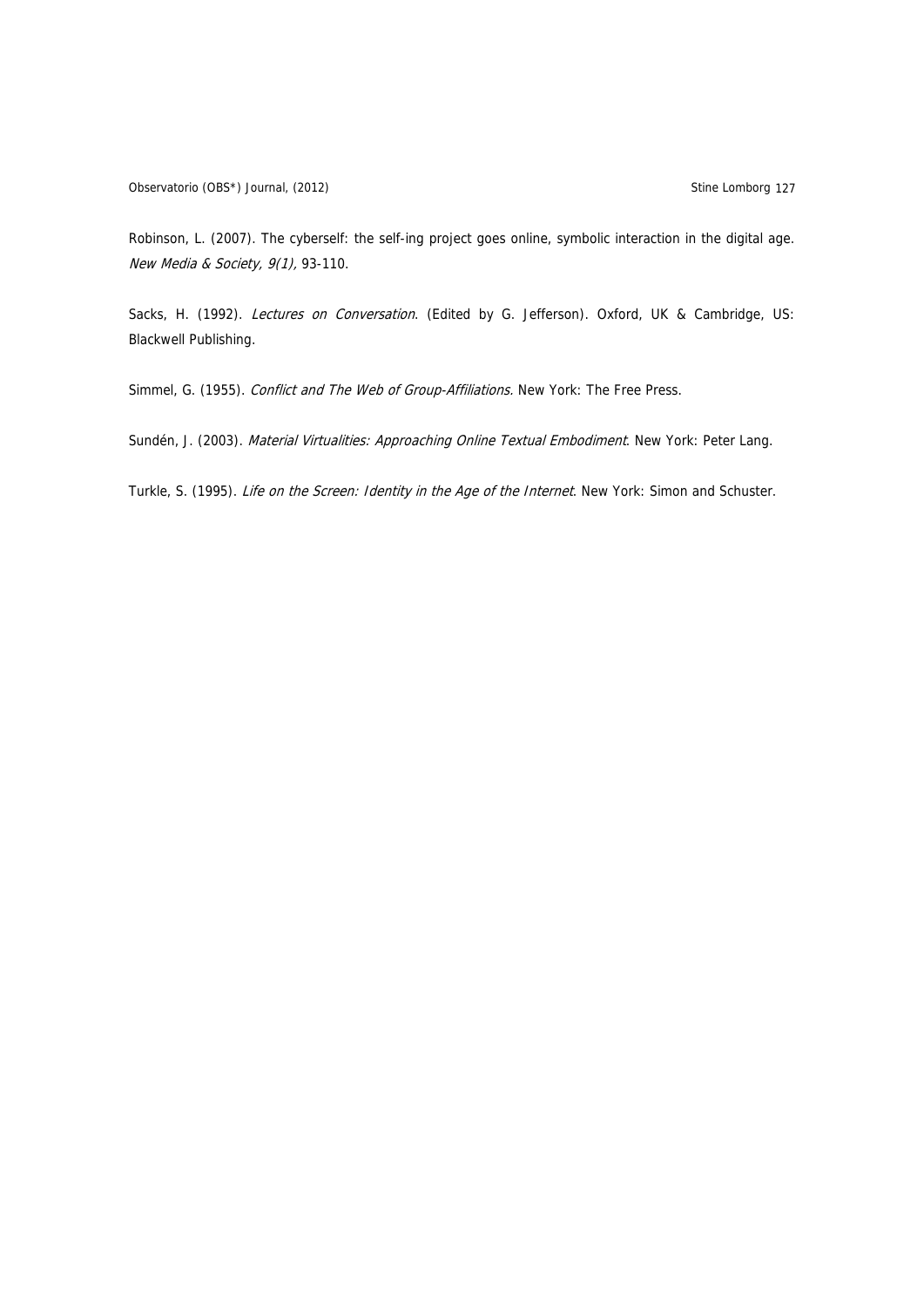Robinson, L. (2007). The cyberself: the self-ing project goes online, symbolic interaction in the digital age. *New Media & Society, 9(1),* 93-110.

Sacks, H. (1992). *Lectures on Conversation*. (Edited by G. Jefferson). Oxford, UK & Cambridge, US: Blackwell Publishing.

Simmel, G. (1955). *Conflict and The Web of Group-Affiliations.* New York: The Free Press.

Sundén, J. (2003). *Material Virtualities: Approaching Online Textual Embodiment*. New York: Peter Lang.

Turkle, S. (1995). *Life on the Screen: Identity in the Age of the Internet*. New York: Simon and Schuster.